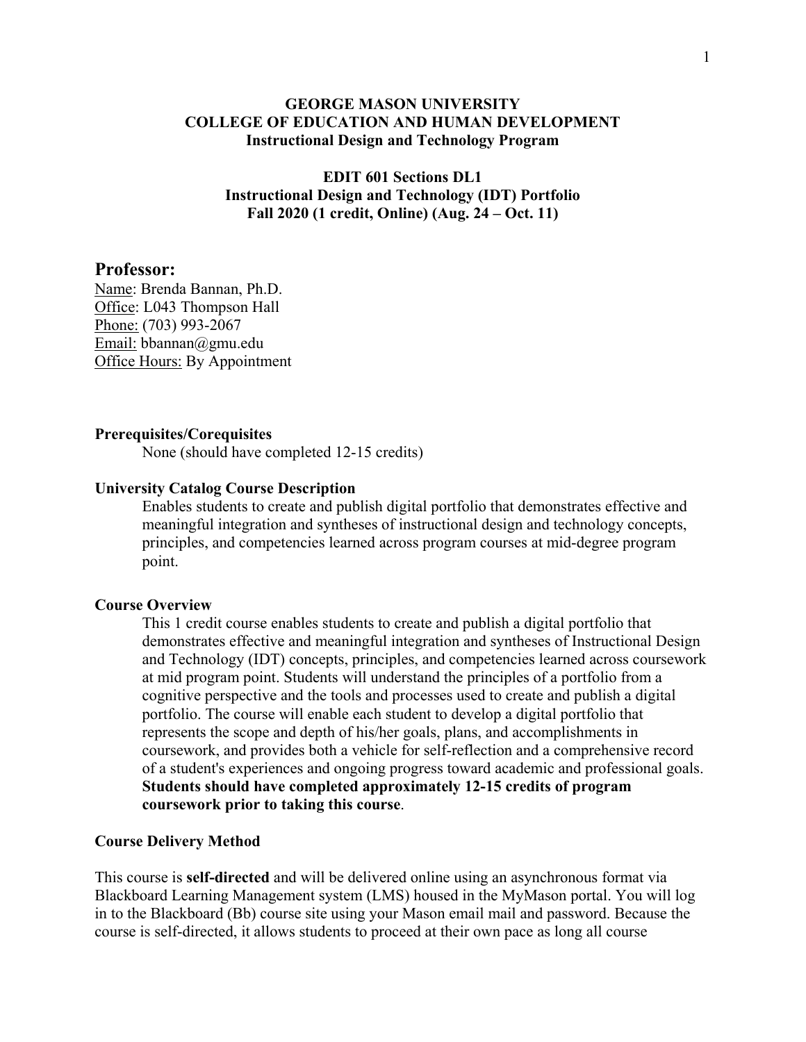**GEORGE MASON UNIVERSITY**
**COLLEGE OF EDUCATION AND HUMAN DEVELOPMENT**
**Instructional Design and Technology Program**

**EDIT 601 Sections DL1**
**Instructional Design and Technology (IDT) Portfolio**
**Fall 2020 (1 credit, Online) (Aug. 24 – Oct. 11)**

## Professor:

Name: Brenda Bannan, Ph.D.
Office: L043 Thompson Hall
Phone: (703) 993-2067
Email: bbannan@gmu.edu
Office Hours: By Appointment

**Prerequisites/Corequisites**

None (should have completed 12-15 credits)

**University Catalog Course Description**

Enables students to create and publish digital portfolio that demonstrates effective and meaningful integration and syntheses of instructional design and technology concepts, principles, and competencies learned across program courses at mid-degree program point.

**Course Overview**

This 1 credit course enables students to create and publish a digital portfolio that demonstrates effective and meaningful integration and syntheses of Instructional Design and Technology (IDT) concepts, principles, and competencies learned across coursework at mid program point. Students will understand the principles of a portfolio from a cognitive perspective and the tools and processes used to create and publish a digital portfolio. The course will enable each student to develop a digital portfolio that represents the scope and depth of his/her goals, plans, and accomplishments in coursework, and provides both a vehicle for self-reflection and a comprehensive record of a student's experiences and ongoing progress toward academic and professional goals. **Students should have completed approximately 12-15 credits of program coursework prior to taking this course**.

**Course Delivery Method**

This course is **self-directed** and will be delivered online using an asynchronous format via Blackboard Learning Management system (LMS) housed in the MyMason portal. You will log in to the Blackboard (Bb) course site using your Mason email mail and password. Because the course is self-directed, it allows students to proceed at their own pace as long all course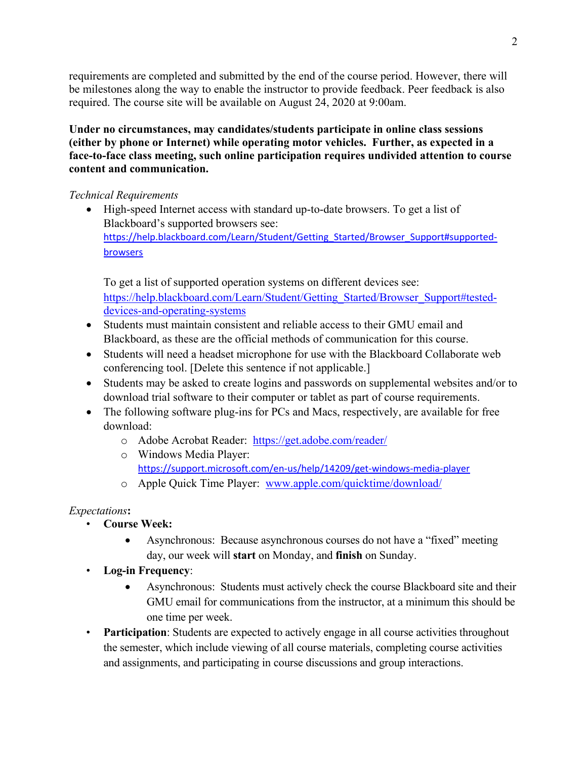requirements are completed and submitted by the end of the course period. However, there will be milestones along the way to enable the instructor to provide feedback. Peer feedback is also required. The course site will be available on August 24, 2020 at 9:00am.

**Under no circumstances, may candidates/students participate in online class sessions (either by phone or Internet) while operating motor vehicles. Further, as expected in a face-to-face class meeting, such online participation requires undivided attention to course content and communication.**

*Technical Requirements*

- High-speed Internet access with standard up-to-date browsers. To get a list of Blackboard's supported browsers see: https://help.blackboard.com/Learn/Student/Getting_Started/Browser_Support#supported-browsers

  To get a list of supported operation systems on different devices see: https://help.blackboard.com/Learn/Student/Getting_Started/Browser_Support#tested-devices-and-operating-systems
- Students must maintain consistent and reliable access to their GMU email and Blackboard, as these are the official methods of communication for this course.
- Students will need a headset microphone for use with the Blackboard Collaborate web conferencing tool. [Delete this sentence if not applicable.]
- Students may be asked to create logins and passwords on supplemental websites and/or to download trial software to their computer or tablet as part of course requirements.
- The following software plug-ins for PCs and Macs, respectively, are available for free download:
  - Adobe Acrobat Reader: https://get.adobe.com/reader/
  - Windows Media Player: https://support.microsoft.com/en-us/help/14209/get-windows-media-player
  - Apple Quick Time Player: www.apple.com/quicktime/download/

*Expectations***:**

- **Course Week:**
  - Asynchronous: Because asynchronous courses do not have a "fixed" meeting day, our week will **start** on Monday, and **finish** on Sunday.
- **Log-in Frequency**:
  - Asynchronous: Students must actively check the course Blackboard site and their GMU email for communications from the instructor, at a minimum this should be one time per week.
- **Participation**: Students are expected to actively engage in all course activities throughout the semester, which include viewing of all course materials, completing course activities and assignments, and participating in course discussions and group interactions.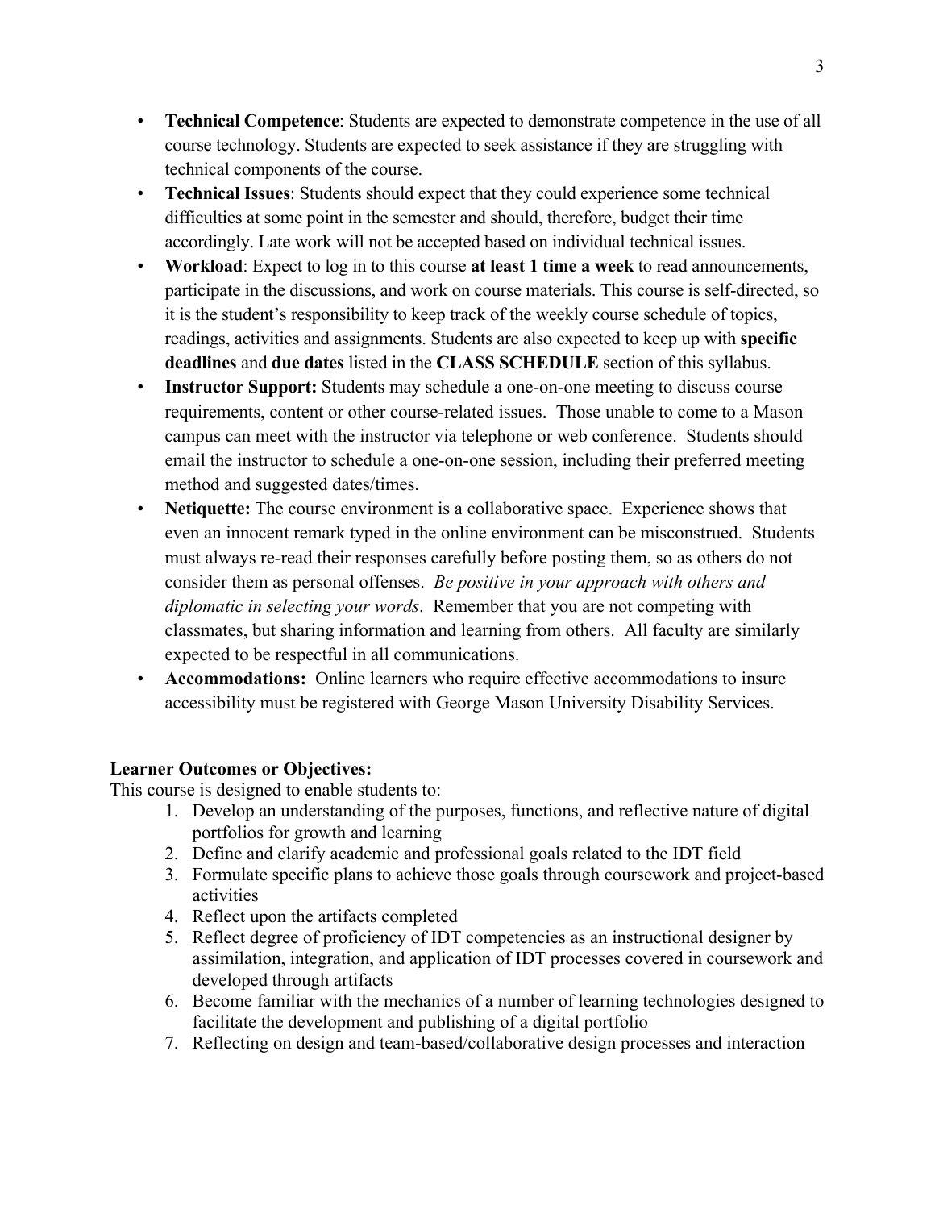- **Technical Competence**: Students are expected to demonstrate competence in the use of all course technology. Students are expected to seek assistance if they are struggling with technical components of the course.
- **Technical Issues**: Students should expect that they could experience some technical difficulties at some point in the semester and should, therefore, budget their time accordingly. Late work will not be accepted based on individual technical issues.
- **Workload**: Expect to log in to this course **at least 1 time a week** to read announcements, participate in the discussions, and work on course materials. This course is self-directed, so it is the student's responsibility to keep track of the weekly course schedule of topics, readings, activities and assignments. Students are also expected to keep up with **specific deadlines** and **due dates** listed in the **CLASS SCHEDULE** section of this syllabus.
- **Instructor Support:** Students may schedule a one-on-one meeting to discuss course requirements, content or other course-related issues. Those unable to come to a Mason campus can meet with the instructor via telephone or web conference. Students should email the instructor to schedule a one-on-one session, including their preferred meeting method and suggested dates/times.
- **Netiquette:** The course environment is a collaborative space. Experience shows that even an innocent remark typed in the online environment can be misconstrued. Students must always re-read their responses carefully before posting them, so as others do not consider them as personal offenses. *Be positive in your approach with others and diplomatic in selecting your words*. Remember that you are not competing with classmates, but sharing information and learning from others. All faculty are similarly expected to be respectful in all communications.
- **Accommodations:** Online learners who require effective accommodations to insure accessibility must be registered with George Mason University Disability Services.

**Learner Outcomes or Objectives:**

This course is designed to enable students to:

1. Develop an understanding of the purposes, functions, and reflective nature of digital portfolios for growth and learning
2. Define and clarify academic and professional goals related to the IDT field
3. Formulate specific plans to achieve those goals through coursework and project-based activities
4. Reflect upon the artifacts completed
5. Reflect degree of proficiency of IDT competencies as an instructional designer by assimilation, integration, and application of IDT processes covered in coursework and developed through artifacts
6. Become familiar with the mechanics of a number of learning technologies designed to facilitate the development and publishing of a digital portfolio
7. Reflecting on design and team-based/collaborative design processes and interaction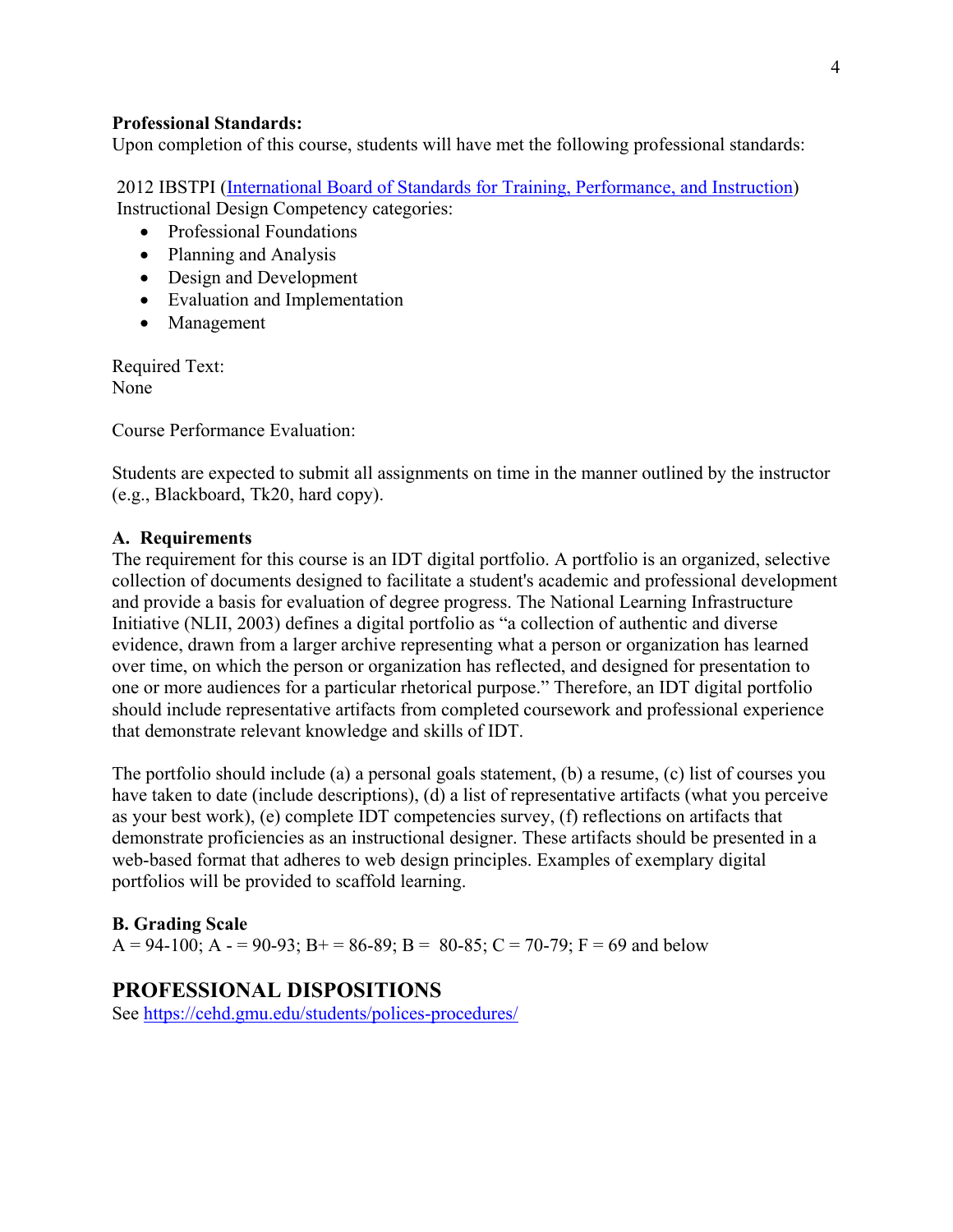**Professional Standards:**
Upon completion of this course, students will have met the following professional standards:

2012 IBSTPI (International Board of Standards for Training, Performance, and Instruction) Instructional Design Competency categories:

- Professional Foundations
- Planning and Analysis
- Design and Development
- Evaluation and Implementation
- Management

Required Text:
None

Course Performance Evaluation:

Students are expected to submit all assignments on time in the manner outlined by the instructor (e.g., Blackboard, Tk20, hard copy).

**A. Requirements**
The requirement for this course is an IDT digital portfolio. A portfolio is an organized, selective collection of documents designed to facilitate a student's academic and professional development and provide a basis for evaluation of degree progress. The National Learning Infrastructure Initiative (NLII, 2003) defines a digital portfolio as "a collection of authentic and diverse evidence, drawn from a larger archive representing what a person or organization has learned over time, on which the person or organization has reflected, and designed for presentation to one or more audiences for a particular rhetorical purpose." Therefore, an IDT digital portfolio should include representative artifacts from completed coursework and professional experience that demonstrate relevant knowledge and skills of IDT.

The portfolio should include (a) a personal goals statement, (b) a resume, (c) list of courses you have taken to date (include descriptions), (d) a list of representative artifacts (what you perceive as your best work), (e) complete IDT competencies survey, (f) reflections on artifacts that demonstrate proficiencies as an instructional designer. These artifacts should be presented in a web-based format that adheres to web design principles. Examples of exemplary digital portfolios will be provided to scaffold learning.

**B. Grading Scale**
A = 94-100; A - = 90-93; B+ = 86-89; B = 80-85; C = 70-79; F = 69 and below

## PROFESSIONAL DISPOSITIONS

See https://cehd.gmu.edu/students/polices-procedures/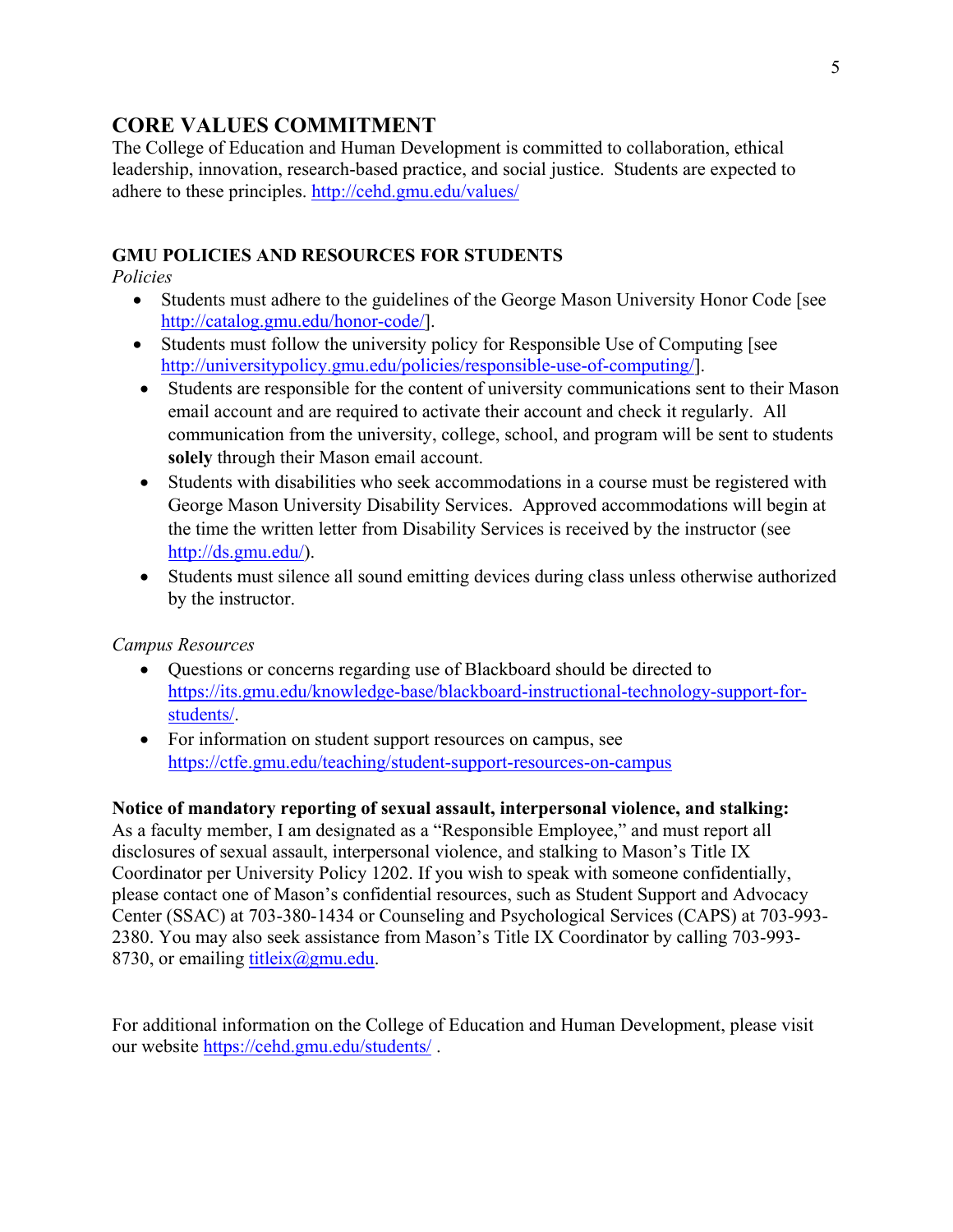## CORE VALUES COMMITMENT

The College of Education and Human Development is committed to collaboration, ethical leadership, innovation, research-based practice, and social justice. Students are expected to adhere to these principles. http://cehd.gmu.edu/values/

### GMU POLICIES AND RESOURCES FOR STUDENTS

*Policies*

- Students must adhere to the guidelines of the George Mason University Honor Code [see http://catalog.gmu.edu/honor-code/].
- Students must follow the university policy for Responsible Use of Computing [see http://universitypolicy.gmu.edu/policies/responsible-use-of-computing/].
- Students are responsible for the content of university communications sent to their Mason email account and are required to activate their account and check it regularly. All communication from the university, college, school, and program will be sent to students **solely** through their Mason email account.
- Students with disabilities who seek accommodations in a course must be registered with George Mason University Disability Services. Approved accommodations will begin at the time the written letter from Disability Services is received by the instructor (see http://ds.gmu.edu/).
- Students must silence all sound emitting devices during class unless otherwise authorized by the instructor.

*Campus Resources*

- Questions or concerns regarding use of Blackboard should be directed to https://its.gmu.edu/knowledge-base/blackboard-instructional-technology-support-for-students/.
- For information on student support resources on campus, see https://ctfe.gmu.edu/teaching/student-support-resources-on-campus

**Notice of mandatory reporting of sexual assault, interpersonal violence, and stalking:**
As a faculty member, I am designated as a "Responsible Employee," and must report all disclosures of sexual assault, interpersonal violence, and stalking to Mason's Title IX Coordinator per University Policy 1202. If you wish to speak with someone confidentially, please contact one of Mason's confidential resources, such as Student Support and Advocacy Center (SSAC) at 703-380-1434 or Counseling and Psychological Services (CAPS) at 703-993-2380. You may also seek assistance from Mason's Title IX Coordinator by calling 703-993-8730, or emailing titleix@gmu.edu.

For additional information on the College of Education and Human Development, please visit our website https://cehd.gmu.edu/students/ .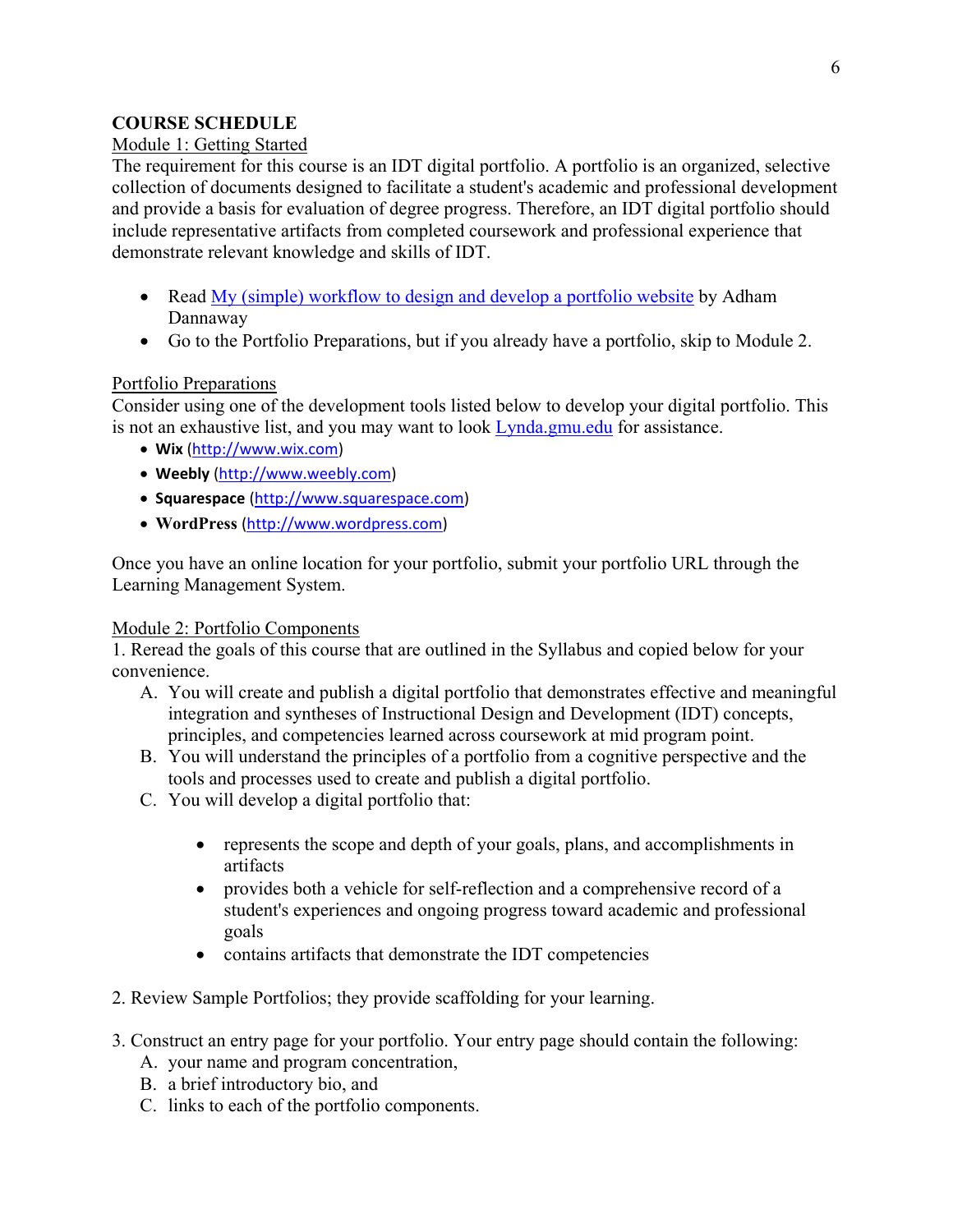## COURSE SCHEDULE

### Module 1: Getting Started

The requirement for this course is an IDT digital portfolio. A portfolio is an organized, selective collection of documents designed to facilitate a student's academic and professional development and provide a basis for evaluation of degree progress. Therefore, an IDT digital portfolio should include representative artifacts from completed coursework and professional experience that demonstrate relevant knowledge and skills of IDT.

- Read My (simple) workflow to design and develop a portfolio website by Adham Dannaway
- Go to the Portfolio Preparations, but if you already have a portfolio, skip to Module 2.

### Portfolio Preparations

Consider using one of the development tools listed below to develop your digital portfolio. This is not an exhaustive list, and you may want to look Lynda.gmu.edu for assistance.

- **Wix** (http://www.wix.com)
- **Weebly** (http://www.weebly.com)
- **Squarespace** (http://www.squarespace.com)
- **WordPress** (http://www.wordpress.com)

Once you have an online location for your portfolio, submit your portfolio URL through the Learning Management System.

### Module 2: Portfolio Components

1. Reread the goals of this course that are outlined in the Syllabus and copied below for your convenience.
   - A. You will create and publish a digital portfolio that demonstrates effective and meaningful integration and syntheses of Instructional Design and Development (IDT) concepts, principles, and competencies learned across coursework at mid program point.
   - B. You will understand the principles of a portfolio from a cognitive perspective and the tools and processes used to create and publish a digital portfolio.
   - C. You will develop a digital portfolio that:
     - represents the scope and depth of your goals, plans, and accomplishments in artifacts
     - provides both a vehicle for self-reflection and a comprehensive record of a student's experiences and ongoing progress toward academic and professional goals
     - contains artifacts that demonstrate the IDT competencies

2. Review Sample Portfolios; they provide scaffolding for your learning.

3. Construct an entry page for your portfolio. Your entry page should contain the following:
   - A. your name and program concentration,
   - B. a brief introductory bio, and
   - C. links to each of the portfolio components.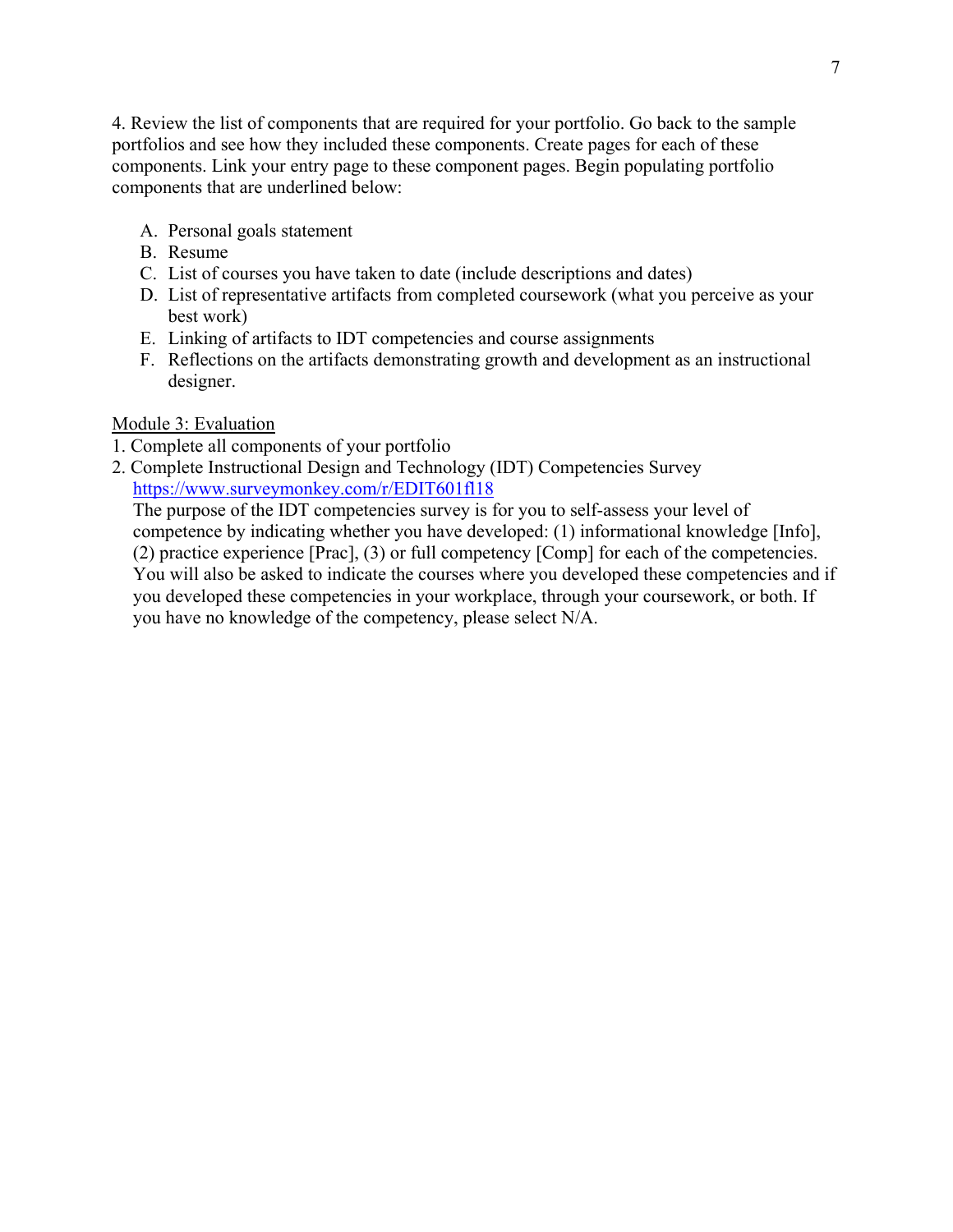4. Review the list of components that are required for your portfolio. Go back to the sample portfolios and see how they included these components. Create pages for each of these components. Link your entry page to these component pages. Begin populating portfolio components that are underlined below:

A. Personal goals statement
B. Resume
C. List of courses you have taken to date (include descriptions and dates)
D. List of representative artifacts from completed coursework (what you perceive as your best work)
E. Linking of artifacts to IDT competencies and course assignments
F. Reflections on the artifacts demonstrating growth and development as an instructional designer.

<u>Module 3: Evaluation</u>

1. Complete all components of your portfolio
2. Complete Instructional Design and Technology (IDT) Competencies Survey
   https://www.surveymonkey.com/r/EDIT601fl18
   The purpose of the IDT competencies survey is for you to self-assess your level of competence by indicating whether you have developed: (1) informational knowledge [Info], (2) practice experience [Prac], (3) or full competency [Comp] for each of the competencies. You will also be asked to indicate the courses where you developed these competencies and if you developed these competencies in your workplace, through your coursework, or both. If you have no knowledge of the competency, please select N/A.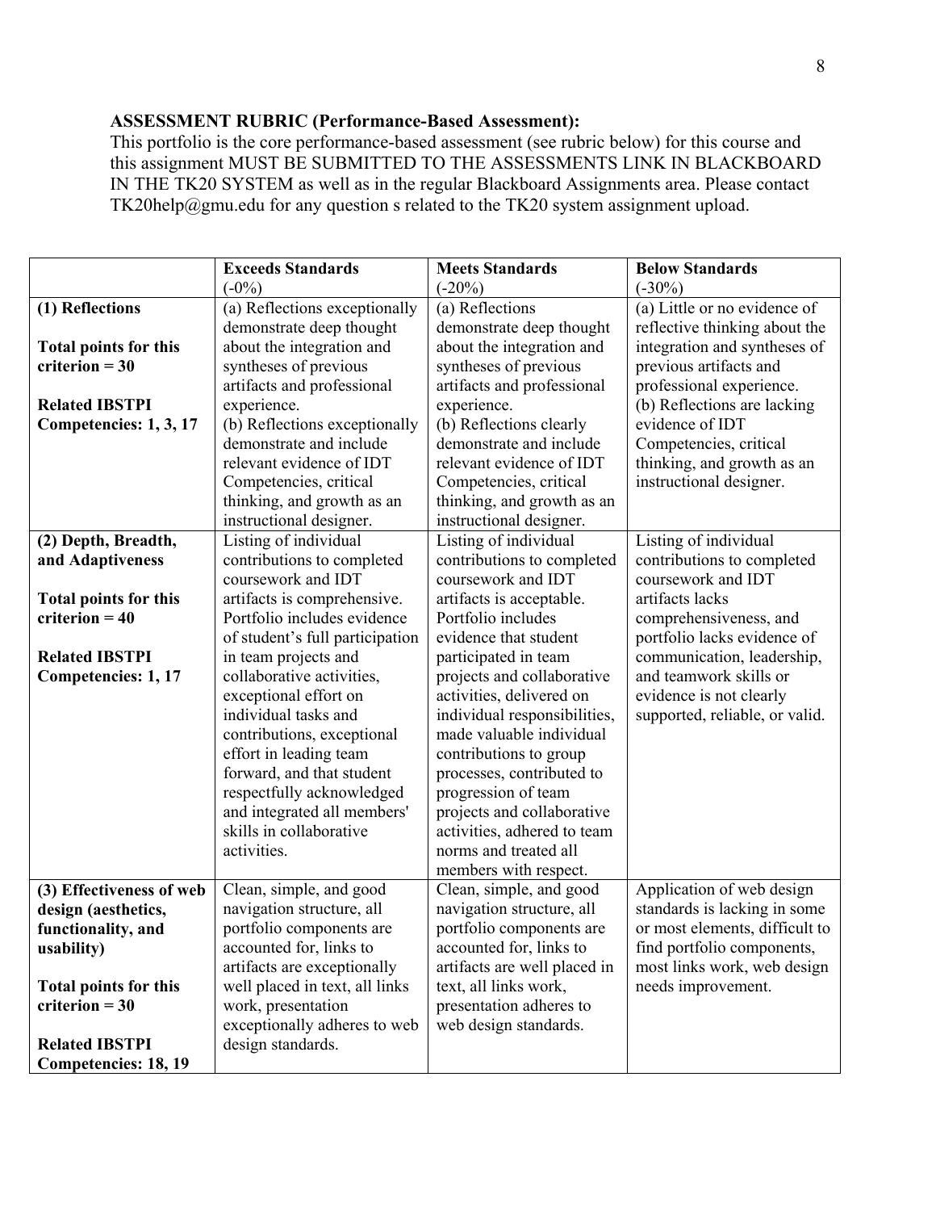**ASSESSMENT RUBRIC (Performance-Based Assessment):**
This portfolio is the core performance-based assessment (see rubric below) for this course and this assignment MUST BE SUBMITTED TO THE ASSESSMENTS LINK IN BLACKBOARD IN THE TK20 SYSTEM as well as in the regular Blackboard Assignments area. Please contact TK20help@gmu.edu for any question s related to the TK20 system assignment upload.

| | **Exceeds Standards** (-0%) | **Meets Standards** (-20%) | **Below Standards** (-30%) |
|---|---|---|---|
| **(1) Reflections**<br><br>**Total points for this criterion = 30**<br><br>**Related IBSTPI Competencies: 1, 3, 17** | (a) Reflections exceptionally demonstrate deep thought about the integration and syntheses of previous artifacts and professional experience.<br>(b) Reflections exceptionally demonstrate and include relevant evidence of IDT Competencies, critical thinking, and growth as an instructional designer. | (a) Reflections demonstrate deep thought about the integration and syntheses of previous artifacts and professional experience.<br>(b) Reflections clearly demonstrate and include relevant evidence of IDT Competencies, critical thinking, and growth as an instructional designer. | (a) Little or no evidence of reflective thinking about the integration and syntheses of previous artifacts and professional experience.<br>(b) Reflections are lacking evidence of IDT Competencies, critical thinking, and growth as an instructional designer. |
| **(2) Depth, Breadth, and Adaptiveness**<br><br>**Total points for this criterion = 40**<br><br>**Related IBSTPI Competencies: 1, 17** | Listing of individual contributions to completed coursework and IDT artifacts is comprehensive. Portfolio includes evidence of student's full participation in team projects and collaborative activities, exceptional effort on individual tasks and contributions, exceptional effort in leading team forward, and that student respectfully acknowledged and integrated all members' skills in collaborative activities. | Listing of individual contributions to completed coursework and IDT artifacts is acceptable. Portfolio includes evidence that student participated in team projects and collaborative activities, delivered on individual responsibilities, made valuable individual contributions to group processes, contributed to progression of team projects and collaborative activities, adhered to team norms and treated all members with respect. | Listing of individual contributions to completed coursework and IDT artifacts lacks comprehensiveness, and portfolio lacks evidence of communication, leadership, and teamwork skills or evidence is not clearly supported, reliable, or valid. |
| **(3) Effectiveness of web design (aesthetics, functionality, and usability)**<br><br>**Total points for this criterion = 30**<br><br>**Related IBSTPI Competencies: 18, 19** | Clean, simple, and good navigation structure, all portfolio components are accounted for, links to artifacts are exceptionally well placed in text, all links work, presentation exceptionally adheres to web design standards. | Clean, simple, and good navigation structure, all portfolio components are accounted for, links to artifacts are well placed in text, all links work, presentation adheres to web design standards. | Application of web design standards is lacking in some or most elements, difficult to find portfolio components, most links work, web design needs improvement. |